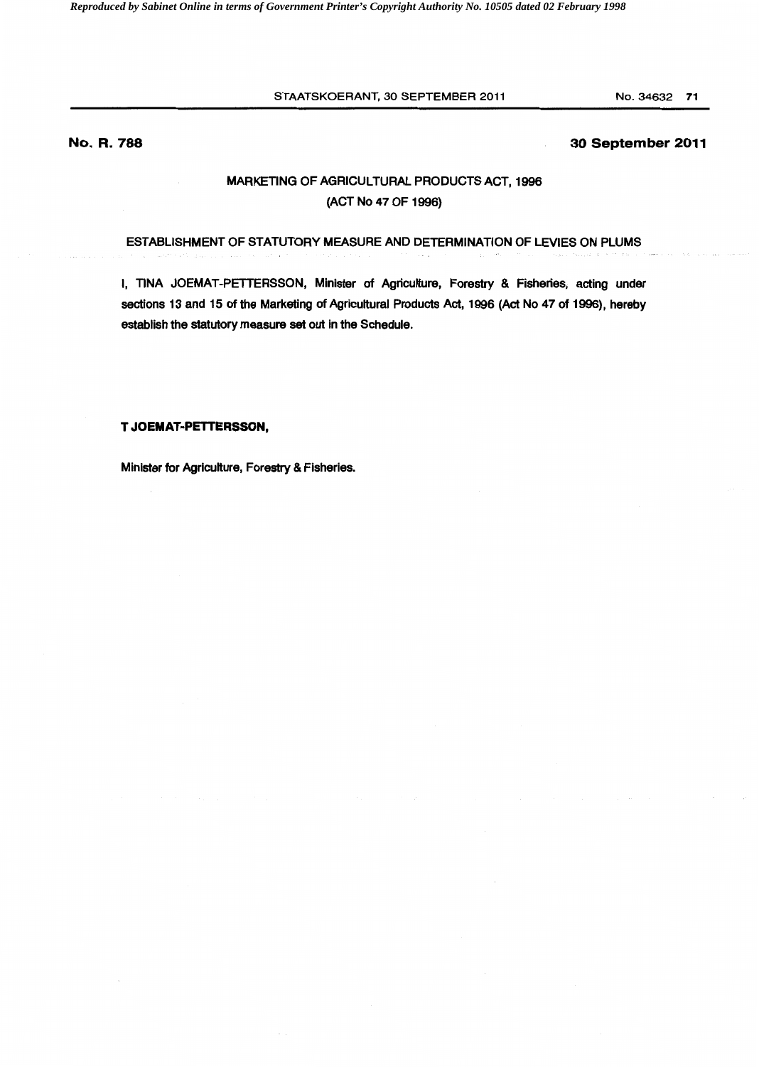**No. R. 788** **30 September 2011**

## MARKETING OF AGRICULTURAL PRODUCTS ACT, 1996
## (ACT No 47 OF 1996)

### ESTABLISHMENT OF STATUTORY MEASURE AND DETERMINATION OF LEVIES ON PLUMS

I, TINA JOEMAT-PETTERSSON, Minister of Agriculture, Forestry & Fisheries, acting under sections 13 and 15 of the Marketing of Agricultural Products Act, 1996 (Act No 47 of 1996), hereby establish the statutory measure set out in the Schedule.

**T JOEMAT-PETTERSSON,**

Minister for Agriculture, Forestry & Fisheries.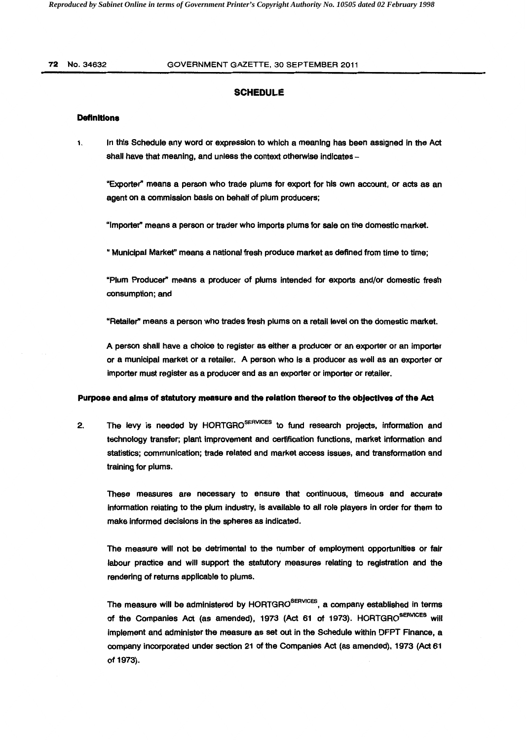## SCHEDULE

### Definitions

1. In this Schedule any word or expression to which a meaning has been assigned in the Act shall have that meaning, and unless the context otherwise indicates –

   "Exporter" means a person who trade plums for export for his own account, or acts as an agent on a commission basis on behalf of plum producers;

   "Importer" means a person or trader who imports plums for sale on the domestic market.

   " Municipal Market" means a national fresh produce market as defined from time to time;

   "Plum Producer" means a producer of plums intended for exports and/or domestic fresh consumption; and

   "Retailer" means a person who trades fresh plums on a retail level on the domestic market.

   A person shall have a choice to register as either a producer or an exporter or an importer or a municipal market or a retailer. A person who is a producer as well as an exporter or importer must register as a producer and as an exporter or importer or retailer.

### Purpose and aims of statutory measure and the relation thereof to the objectives of the Act

2. The levy is needed by HORTGRO[SERVICES] to fund research projects, information and technology transfer; plant improvement and certification functions, market information and statistics; communication; trade related and market access issues, and transformation and training for plums.

   These measures are necessary to ensure that continuous, timeous and accurate information relating to the plum industry, is available to all role players in order for them to make informed decisions in the spheres as indicated.

   The measure will not be detrimental to the number of employment opportunities or fair labour practice and will support the statutory measures relating to registration and the rendering of returns applicable to plums.

   The measure will be administered by HORTGRO[SERVICES], a company established in terms of the Companies Act (as amended), 1973 (Act 61 of 1973). HORTGRO[SERVICES] will implement and administer the measure as set out in the Schedule within DFPT Finance, a company incorporated under section 21 of the Companies Act (as amended), 1973 (Act 61 of 1973).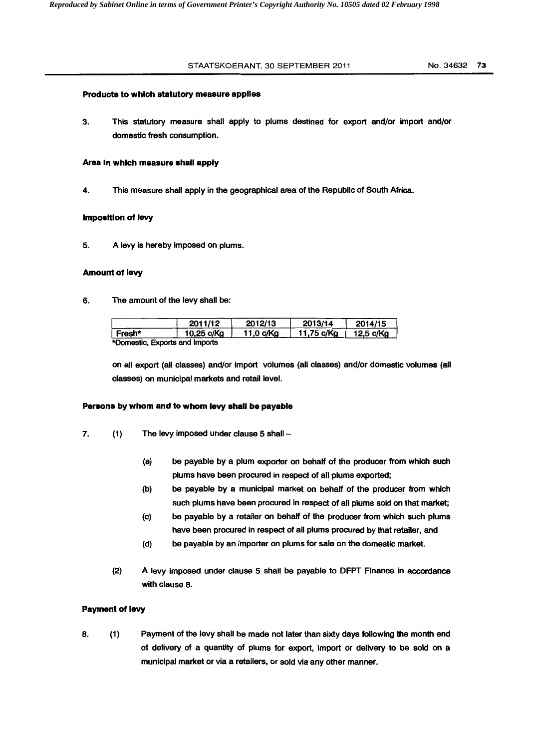### Products to which statutory measure applies

3. This statutory measure shall apply to plums destined for export and/or import and/or domestic fresh consumption.

### Area in which measure shall apply

4. This measure shall apply in the geographical area of the Republic of South Africa.

### Imposition of levy

5. A levy is hereby imposed on plums.

### Amount of levy

6. The amount of the levy shall be:

| | 2011/12 | 2012/13 | 2013/14 | 2014/15 |
|---|---|---|---|---|
| Fresh* | 10,25 c/Kg | 11,0 c/Kg | 11,75 c/Kg | 12,5 c/Kg |

*Domestic, Exports and Imports

on all export (all classes) and/or import volumes (all classes) and/or domestic volumes (all classes) on municipal markets and retail level.

### Persons by whom and to whom levy shall be payable

7. (1) The levy imposed under clause 5 shall –

   (a) be payable by a plum exporter on behalf of the producer from which such plums have been procured in respect of all plums exported;

   (b) be payable by a municipal market on behalf of the producer from which such plums have been procured in respect of all plums sold on that market;

   (c) be payable by a retailer on behalf of the producer from which such plums have been procured in respect of all plums procured by that retailer, and

   (d) be payable by an importer on plums for sale on the domestic market.

   (2) A levy imposed under clause 5 shall be payable to DFPT Finance in accordance with clause 8.

### Payment of levy

8. (1) Payment of the levy shall be made not later than sixty days following the month end of delivery of a quantity of plums for export, import or delivery to be sold on a municipal market or via a retailers, or sold via any other manner.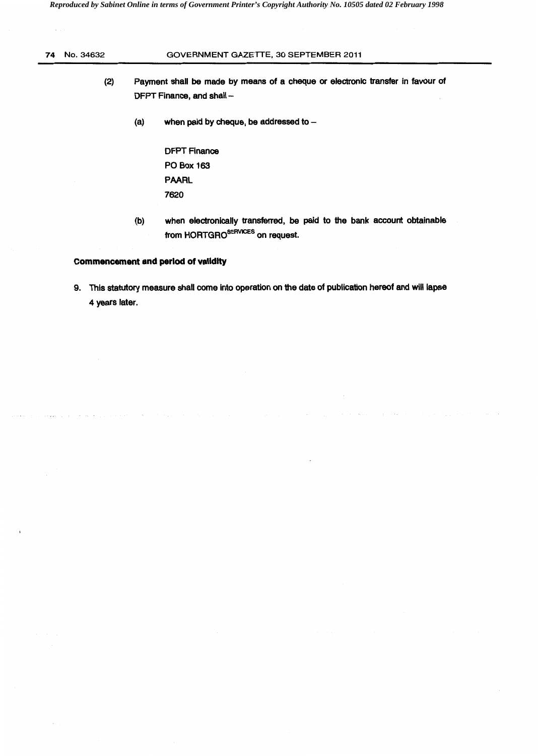(2) Payment shall be made by means of a cheque or electronic transfer in favour of DFPT Finance, and shall –

(a) when paid by cheque, be addressed to –

DFPT Finance
PO Box 163
PAARL
7620

(b) when electronically transferred, be paid to the bank account obtainable from HORTGRO[SERVICES] on request.

**Commencement and period of validity**

9. This statutory measure shall come into operation on the date of publication hereof and will lapse 4 years later.